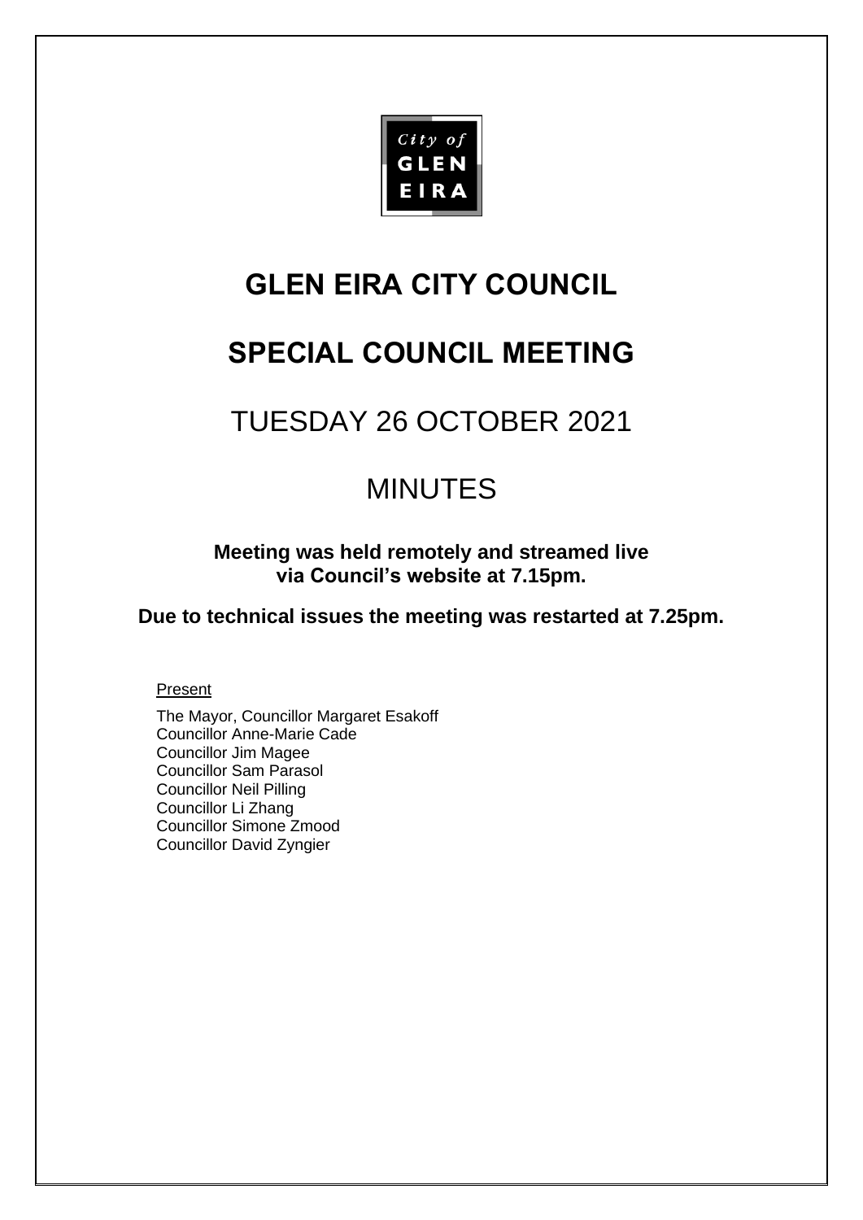City of GLEN EIRA

# GLEN EIRA CITY COUNCIL

# SPECIAL COUNCIL MEETING

## TUESDAY 26 OCTOBER 2021

## MINUTES

**Meeting was held remotely and streamed live via Council's website at 7.15pm.**

**Due to technical issues the meeting was restarted at 7.25pm.**

<u>Present</u>

The Mayor, Councillor Margaret Esakoff
Councillor Anne-Marie Cade
Councillor Jim Magee
Councillor Sam Parasol
Councillor Neil Pilling
Councillor Li Zhang
Councillor Simone Zmood
Councillor David Zyngier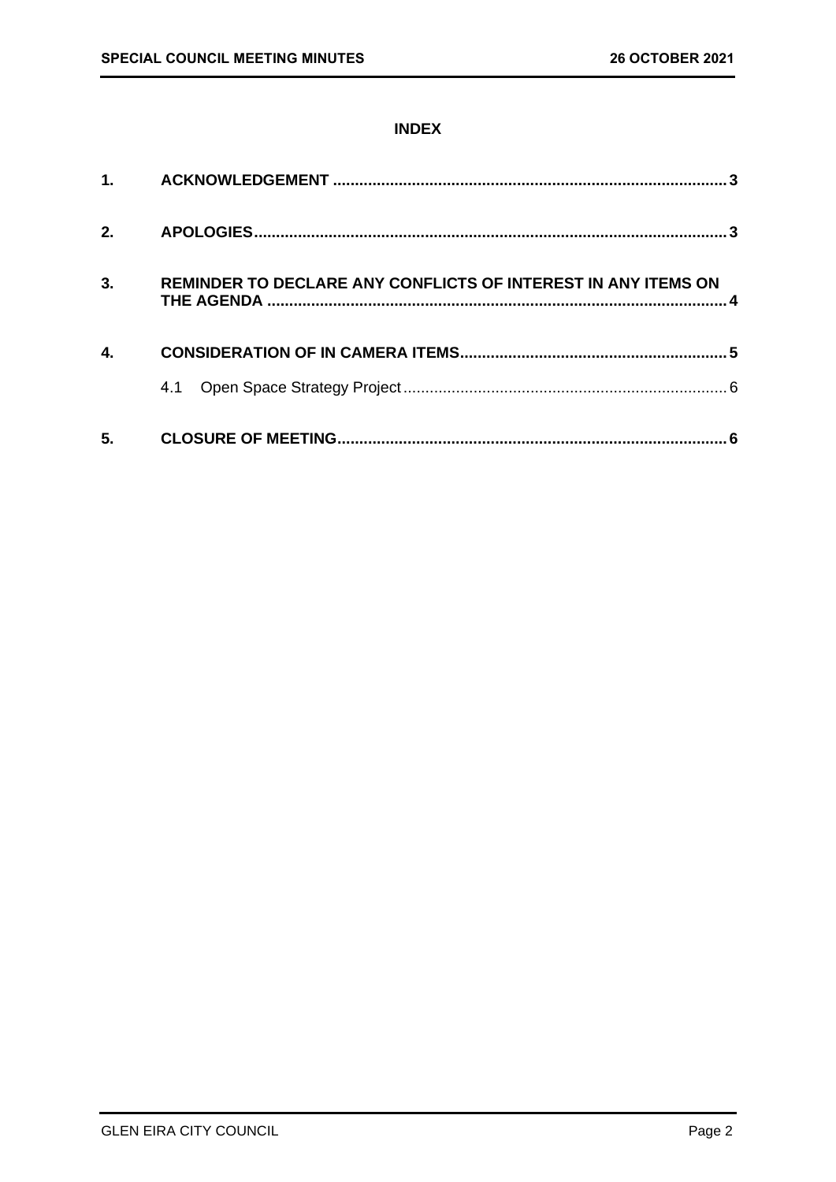## INDEX

| | | |
|---|---|---|
| **1.** | **ACKNOWLEDGEMENT** | **3** |
| **2.** | **APOLOGIES** | **3** |
| **3.** | **REMINDER TO DECLARE ANY CONFLICTS OF INTEREST IN ANY ITEMS ON THE AGENDA** | **4** |
| **4.** | **CONSIDERATION OF IN CAMERA ITEMS** | **5** |
| | 4.1 Open Space Strategy Project | 6 |
| **5.** | **CLOSURE OF MEETING** | **6** |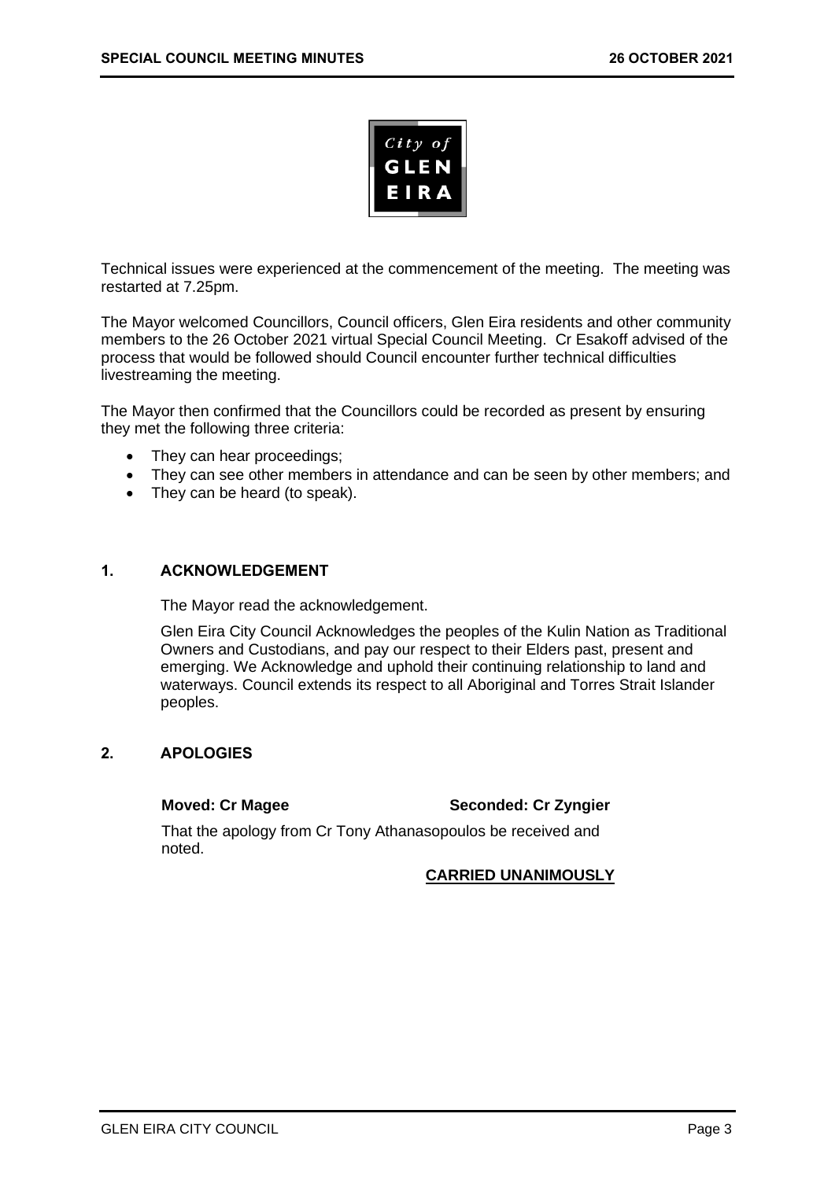Technical issues were experienced at the commencement of the meeting. The meeting was restarted at 7.25pm.

The Mayor welcomed Councillors, Council officers, Glen Eira residents and other community members to the 26 October 2021 virtual Special Council Meeting. Cr Esakoff advised of the process that would be followed should Council encounter further technical difficulties livestreaming the meeting.

The Mayor then confirmed that the Councillors could be recorded as present by ensuring they met the following three criteria:

- They can hear proceedings;
- They can see other members in attendance and can be seen by other members; and
- They can be heard (to speak).

## 1. ACKNOWLEDGEMENT

The Mayor read the acknowledgement.

Glen Eira City Council Acknowledges the peoples of the Kulin Nation as Traditional Owners and Custodians, and pay our respect to their Elders past, present and emerging. We Acknowledge and uphold their continuing relationship to land and waterways. Council extends its respect to all Aboriginal and Torres Strait Islander peoples.

## 2. APOLOGIES

**Moved: Cr Magee** **Seconded: Cr Zyngier**

That the apology from Cr Tony Athanasopoulos be received and noted.

**CARRIED UNANIMOUSLY**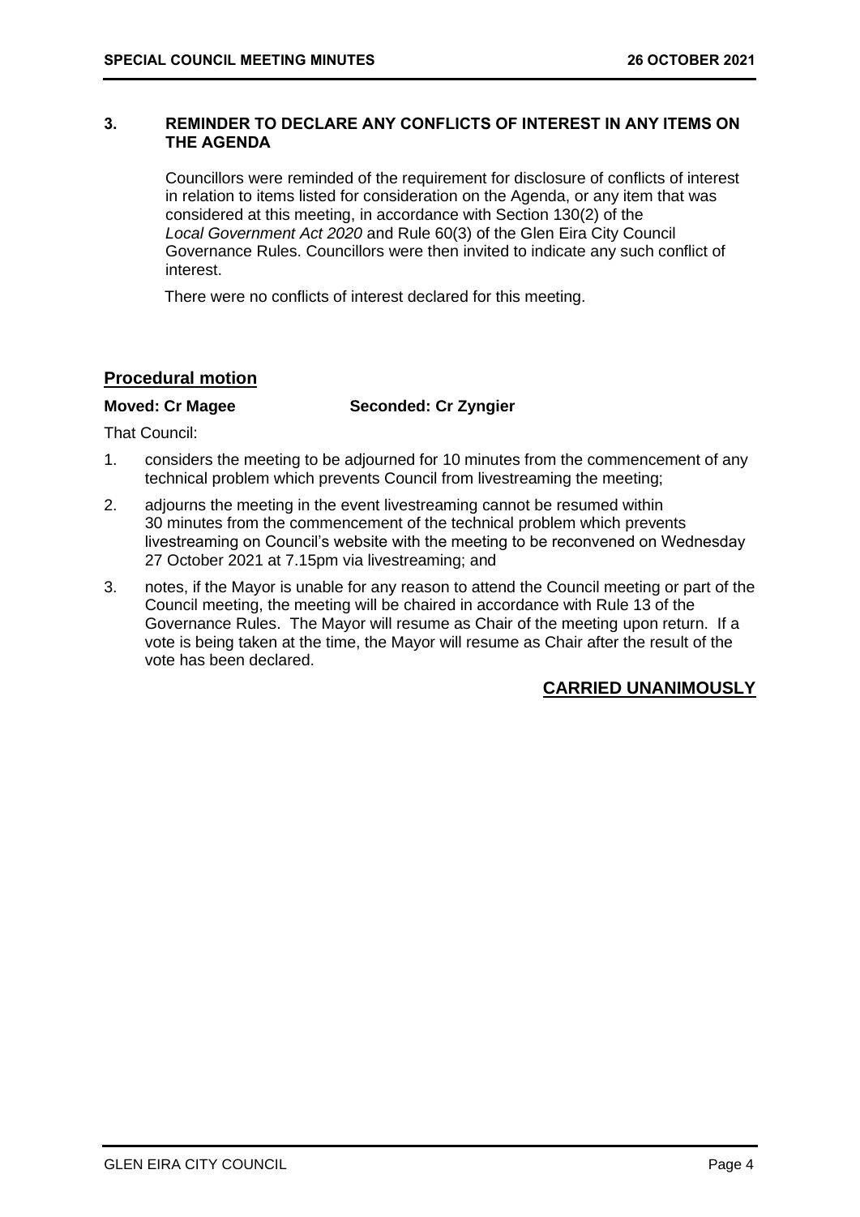## 3. REMINDER TO DECLARE ANY CONFLICTS OF INTEREST IN ANY ITEMS ON THE AGENDA

Councillors were reminded of the requirement for disclosure of conflicts of interest in relation to items listed for consideration on the Agenda, or any item that was considered at this meeting, in accordance with Section 130(2) of the *Local Government Act 2020* and Rule 60(3) of the Glen Eira City Council Governance Rules. Councillors were then invited to indicate any such conflict of interest.

There were no conflicts of interest declared for this meeting.

## Procedural motion

**Moved: Cr Magee** **Seconded: Cr Zyngier**

That Council:

1. considers the meeting to be adjourned for 10 minutes from the commencement of any technical problem which prevents Council from livestreaming the meeting;
2. adjourns the meeting in the event livestreaming cannot be resumed within 30 minutes from the commencement of the technical problem which prevents livestreaming on Council's website with the meeting to be reconvened on Wednesday 27 October 2021 at 7.15pm via livestreaming; and
3. notes, if the Mayor is unable for any reason to attend the Council meeting or part of the Council meeting, the meeting will be chaired in accordance with Rule 13 of the Governance Rules. The Mayor will resume as Chair of the meeting upon return. If a vote is being taken at the time, the Mayor will resume as Chair after the result of the vote has been declared.

**CARRIED UNANIMOUSLY**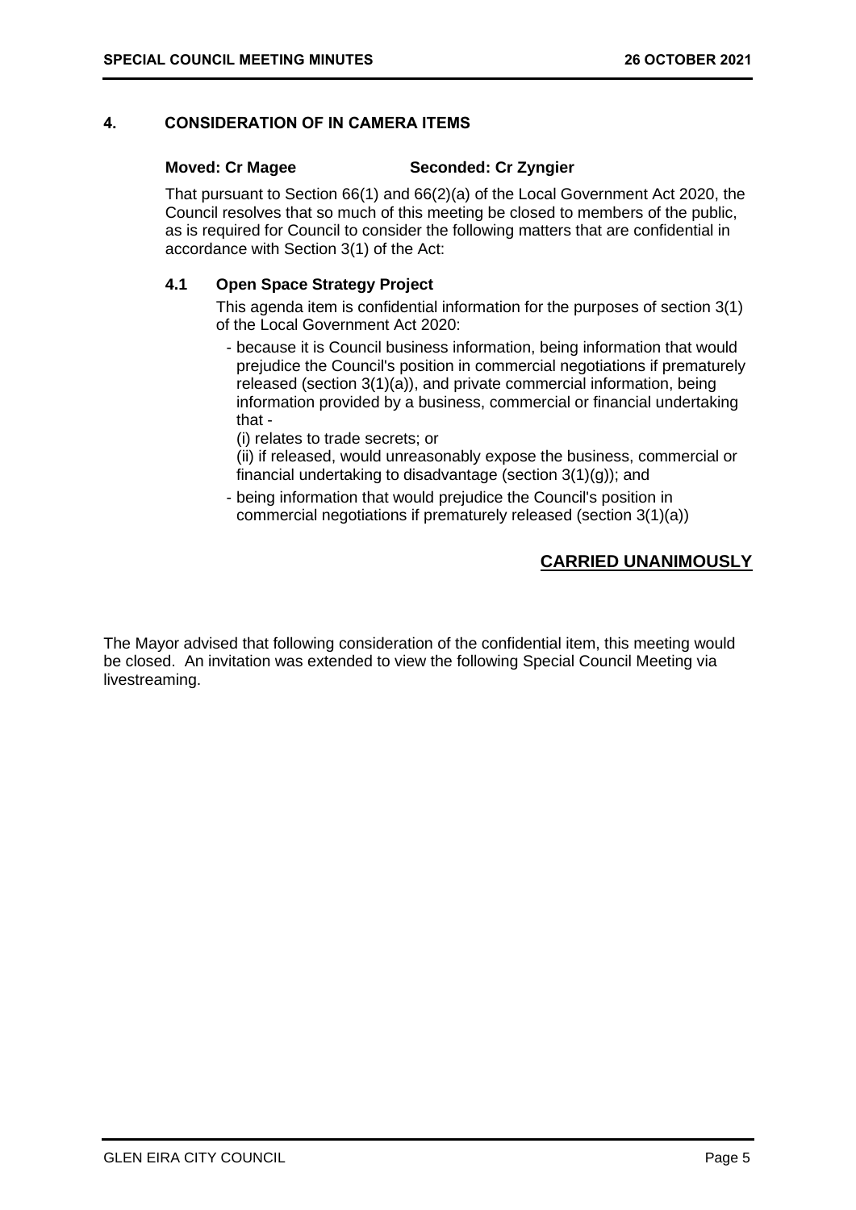## 4. CONSIDERATION OF IN CAMERA ITEMS

**Moved: Cr Magee** **Seconded: Cr Zyngier**

That pursuant to Section 66(1) and 66(2)(a) of the Local Government Act 2020, the Council resolves that so much of this meeting be closed to members of the public, as is required for Council to consider the following matters that are confidential in accordance with Section 3(1) of the Act:

### 4.1 Open Space Strategy Project

This agenda item is confidential information for the purposes of section 3(1) of the Local Government Act 2020:

- because it is Council business information, being information that would prejudice the Council's position in commercial negotiations if prematurely released (section 3(1)(a)), and private commercial information, being information provided by a business, commercial or financial undertaking that -
  (i) relates to trade secrets; or
  (ii) if released, would unreasonably expose the business, commercial or financial undertaking to disadvantage (section 3(1)(g)); and
- being information that would prejudice the Council's position in commercial negotiations if prematurely released (section 3(1)(a))

**CARRIED UNANIMOUSLY**

The Mayor advised that following consideration of the confidential item, this meeting would be closed. An invitation was extended to view the following Special Council Meeting via livestreaming.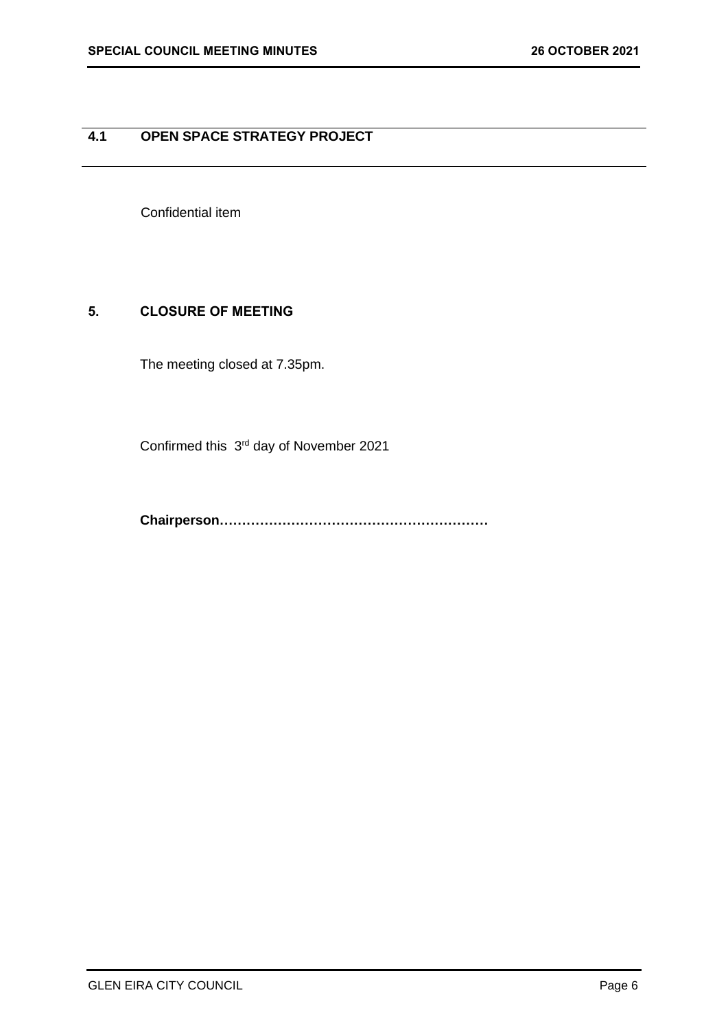## 4.1 OPEN SPACE STRATEGY PROJECT

Confidential item

## 5. CLOSURE OF MEETING

The meeting closed at 7.35pm.

Confirmed this 3rd day of November 2021

**Chairperson……………………………………………………**